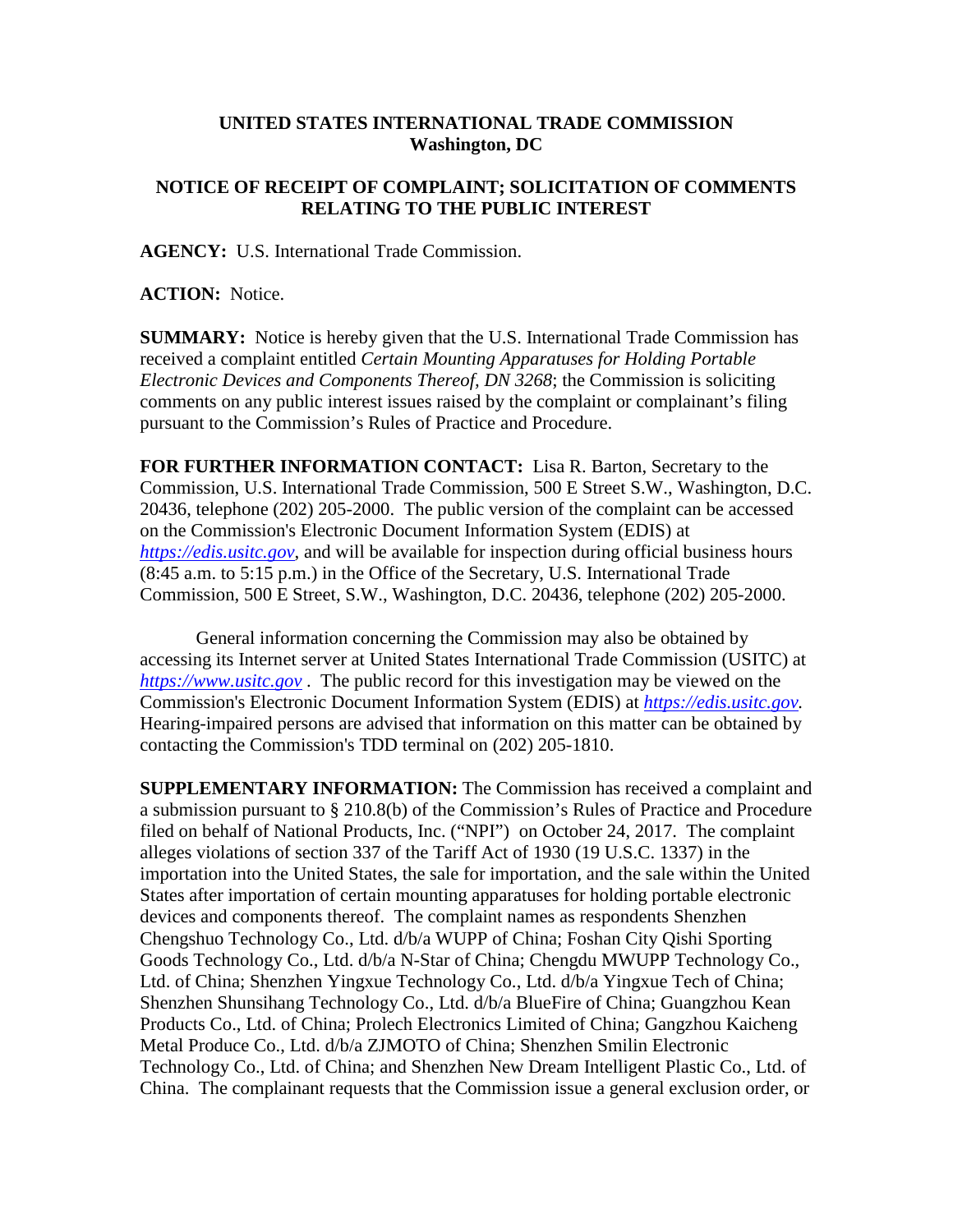**UNITED STATES INTERNATIONAL TRADE COMMISSION**
**Washington, DC**

**NOTICE OF RECEIPT OF COMPLAINT; SOLICITATION OF COMMENTS RELATING TO THE PUBLIC INTEREST**

**AGENCY:** U.S. International Trade Commission.

**ACTION:** Notice.

**SUMMARY:** Notice is hereby given that the U.S. International Trade Commission has received a complaint entitled *Certain Mounting Apparatuses for Holding Portable Electronic Devices and Components Thereof, DN 3268*; the Commission is soliciting comments on any public interest issues raised by the complaint or complainant's filing pursuant to the Commission's Rules of Practice and Procedure.

**FOR FURTHER INFORMATION CONTACT:** Lisa R. Barton, Secretary to the Commission, U.S. International Trade Commission, 500 E Street S.W., Washington, D.C. 20436, telephone (202) 205-2000. The public version of the complaint can be accessed on the Commission's Electronic Document Information System (EDIS) at *https://edis.usitc.gov*, and will be available for inspection during official business hours (8:45 a.m. to 5:15 p.m.) in the Office of the Secretary, U.S. International Trade Commission, 500 E Street, S.W., Washington, D.C. 20436, telephone (202) 205-2000.

General information concerning the Commission may also be obtained by accessing its Internet server at United States International Trade Commission (USITC) at *https://www.usitc.gov* . The public record for this investigation may be viewed on the Commission's Electronic Document Information System (EDIS) at *https://edis.usitc.gov.* Hearing-impaired persons are advised that information on this matter can be obtained by contacting the Commission's TDD terminal on (202) 205-1810.

**SUPPLEMENTARY INFORMATION:** The Commission has received a complaint and a submission pursuant to § 210.8(b) of the Commission's Rules of Practice and Procedure filed on behalf of National Products, Inc. ("NPI") on October 24, 2017. The complaint alleges violations of section 337 of the Tariff Act of 1930 (19 U.S.C. 1337) in the importation into the United States, the sale for importation, and the sale within the United States after importation of certain mounting apparatuses for holding portable electronic devices and components thereof. The complaint names as respondents Shenzhen Chengshuo Technology Co., Ltd. d/b/a WUPP of China; Foshan City Qishi Sporting Goods Technology Co., Ltd. d/b/a N-Star of China; Chengdu MWUPP Technology Co., Ltd. of China; Shenzhen Yingxue Technology Co., Ltd. d/b/a Yingxue Tech of China; Shenzhen Shunsihang Technology Co., Ltd. d/b/a BlueFire of China; Guangzhou Kean Products Co., Ltd. of China; Prolech Electronics Limited of China; Gangzhou Kaicheng Metal Produce Co., Ltd. d/b/a ZJMOTO of China; Shenzhen Smilin Electronic Technology Co., Ltd. of China; and Shenzhen New Dream Intelligent Plastic Co., Ltd. of China. The complainant requests that the Commission issue a general exclusion order, or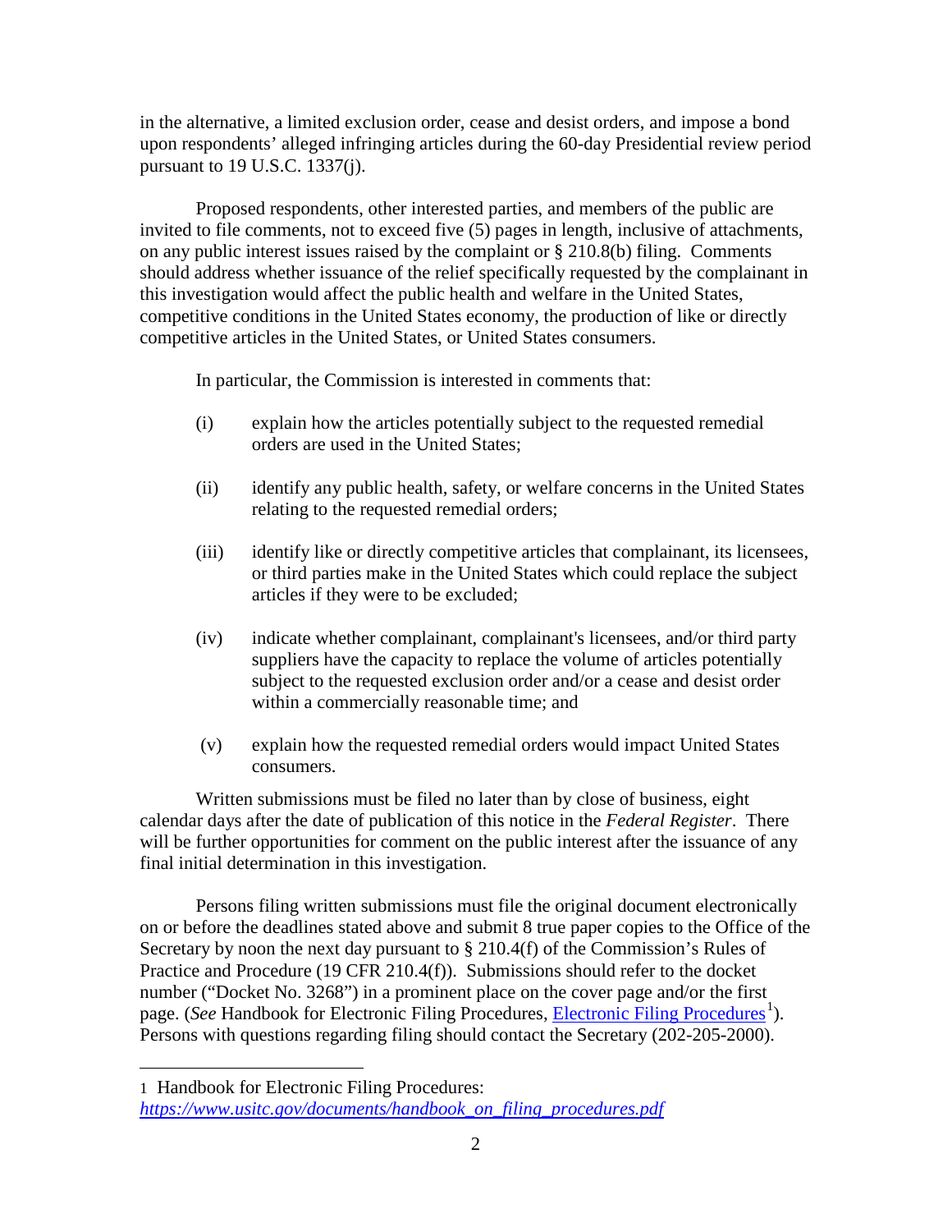in the alternative, a limited exclusion order, cease and desist orders, and impose a bond upon respondents' alleged infringing articles during the 60-day Presidential review period pursuant to 19 U.S.C. 1337(j).

Proposed respondents, other interested parties, and members of the public are invited to file comments, not to exceed five (5) pages in length, inclusive of attachments, on any public interest issues raised by the complaint or § 210.8(b) filing. Comments should address whether issuance of the relief specifically requested by the complainant in this investigation would affect the public health and welfare in the United States, competitive conditions in the United States economy, the production of like or directly competitive articles in the United States, or United States consumers.

In particular, the Commission is interested in comments that:

(i) explain how the articles potentially subject to the requested remedial orders are used in the United States;

(ii) identify any public health, safety, or welfare concerns in the United States relating to the requested remedial orders;

(iii) identify like or directly competitive articles that complainant, its licensees, or third parties make in the United States which could replace the subject articles if they were to be excluded;

(iv) indicate whether complainant, complainant's licensees, and/or third party suppliers have the capacity to replace the volume of articles potentially subject to the requested exclusion order and/or a cease and desist order within a commercially reasonable time; and

(v) explain how the requested remedial orders would impact United States consumers.

Written submissions must be filed no later than by close of business, eight calendar days after the date of publication of this notice in the *Federal Register*. There will be further opportunities for comment on the public interest after the issuance of any final initial determination in this investigation.

Persons filing written submissions must file the original document electronically on or before the deadlines stated above and submit 8 true paper copies to the Office of the Secretary by noon the next day pursuant to § 210.4(f) of the Commission's Rules of Practice and Procedure (19 CFR 210.4(f)). Submissions should refer to the docket number ("Docket No. 3268") in a prominent place on the cover page and/or the first page. (*See* Handbook for Electronic Filing Procedures, Electronic Filing Procedures[1]). Persons with questions regarding filing should contact the Secretary (202-205-2000).

---

1 Handbook for Electronic Filing Procedures: *https://www.usitc.gov/documents/handbook_on_filing_procedures.pdf*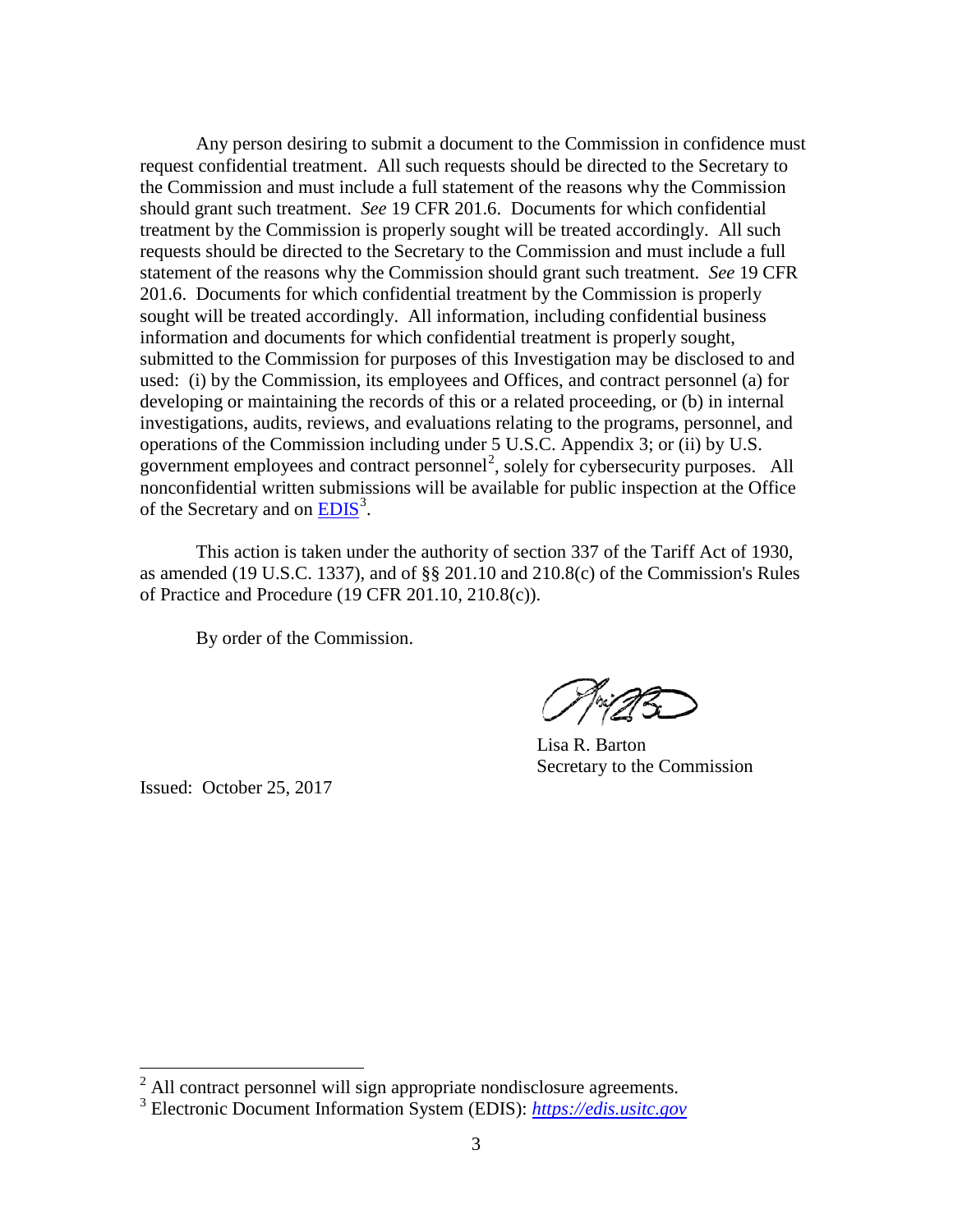Any person desiring to submit a document to the Commission in confidence must request confidential treatment. All such requests should be directed to the Secretary to the Commission and must include a full statement of the reasons why the Commission should grant such treatment. *See* 19 CFR 201.6. Documents for which confidential treatment by the Commission is properly sought will be treated accordingly. All such requests should be directed to the Secretary to the Commission and must include a full statement of the reasons why the Commission should grant such treatment. *See* 19 CFR 201.6. Documents for which confidential treatment by the Commission is properly sought will be treated accordingly. All information, including confidential business information and documents for which confidential treatment is properly sought, submitted to the Commission for purposes of this Investigation may be disclosed to and used: (i) by the Commission, its employees and Offices, and contract personnel (a) for developing or maintaining the records of this or a related proceeding, or (b) in internal investigations, audits, reviews, and evaluations relating to the programs, personnel, and operations of the Commission including under 5 U.S.C. Appendix 3; or (ii) by U.S. government employees and contract personnel[2], solely for cybersecurity purposes. All nonconfidential written submissions will be available for public inspection at the Office of the Secretary and on EDIS[3].

This action is taken under the authority of section 337 of the Tariff Act of 1930, as amended (19 U.S.C. 1337), and of §§ 201.10 and 210.8(c) of the Commission's Rules of Practice and Procedure (19 CFR 201.10, 210.8(c)).

By order of the Commission.

Lisa R. Barton
Secretary to the Commission

Issued: October 25, 2017

[2] All contract personnel will sign appropriate nondisclosure agreements.

[3] Electronic Document Information System (EDIS): *https://edis.usitc.gov*